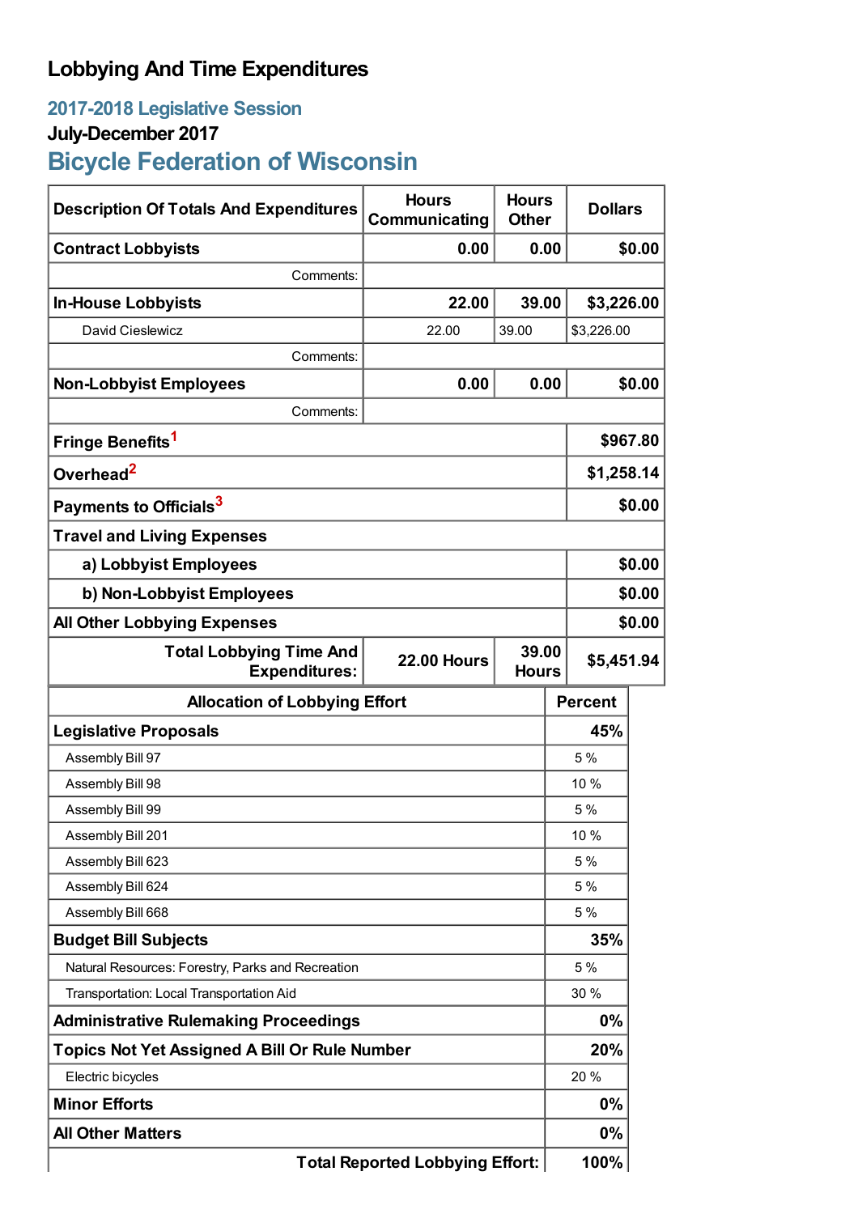# Lobbying And Time Expenditures

## 2017-2018 Legislative Session

### July-December 2017

## Bicycle Federation of Wisconsin

| Description Of Totals And Expenditures | Hours Communicating | Hours Other | Dollars |
|---|---|---|---|
| **Contract Lobbyists** | **0.00** | **0.00** | **$0.00** |
| Comments: | | | |
| **In-House Lobbyists** | **22.00** | **39.00** | **$3,226.00** |
| David Cieslewicz | 22.00 | 39.00 | $3,226.00 |
| Comments: | | | |
| **Non-Lobbyist Employees** | **0.00** | **0.00** | **$0.00** |
| Comments: | | | |
| **Fringe Benefits**[1] | | | **$967.80** |
| **Overhead**[2] | | | **$1,258.14** |
| **Payments to Officials**[3] | | | **$0.00** |
| **Travel and Living Expenses** | | | |
| **a) Lobbyist Employees** | | | **$0.00** |
| **b) Non-Lobbyist Employees** | | | **$0.00** |
| **All Other Lobbying Expenses** | | | **$0.00** |
| **Total Lobbying Time And Expenditures:** | **22.00 Hours** | **39.00 Hours** | **$5,451.94** |

| Allocation of Lobbying Effort | Percent |
|---|---|
| **Legislative Proposals** | **45%** |
| Assembly Bill 97 | 5 % |
| Assembly Bill 98 | 10 % |
| Assembly Bill 99 | 5 % |
| Assembly Bill 201 | 10 % |
| Assembly Bill 623 | 5 % |
| Assembly Bill 624 | 5 % |
| Assembly Bill 668 | 5 % |
| **Budget Bill Subjects** | **35%** |
| Natural Resources: Forestry, Parks and Recreation | 5 % |
| Transportation: Local Transportation Aid | 30 % |
| **Administrative Rulemaking Proceedings** | **0%** |
| **Topics Not Yet Assigned A Bill Or Rule Number** | **20%** |
| Electric bicycles | 20 % |
| **Minor Efforts** | **0%** |
| **All Other Matters** | **0%** |
| **Total Reported Lobbying Effort:** | **100%** |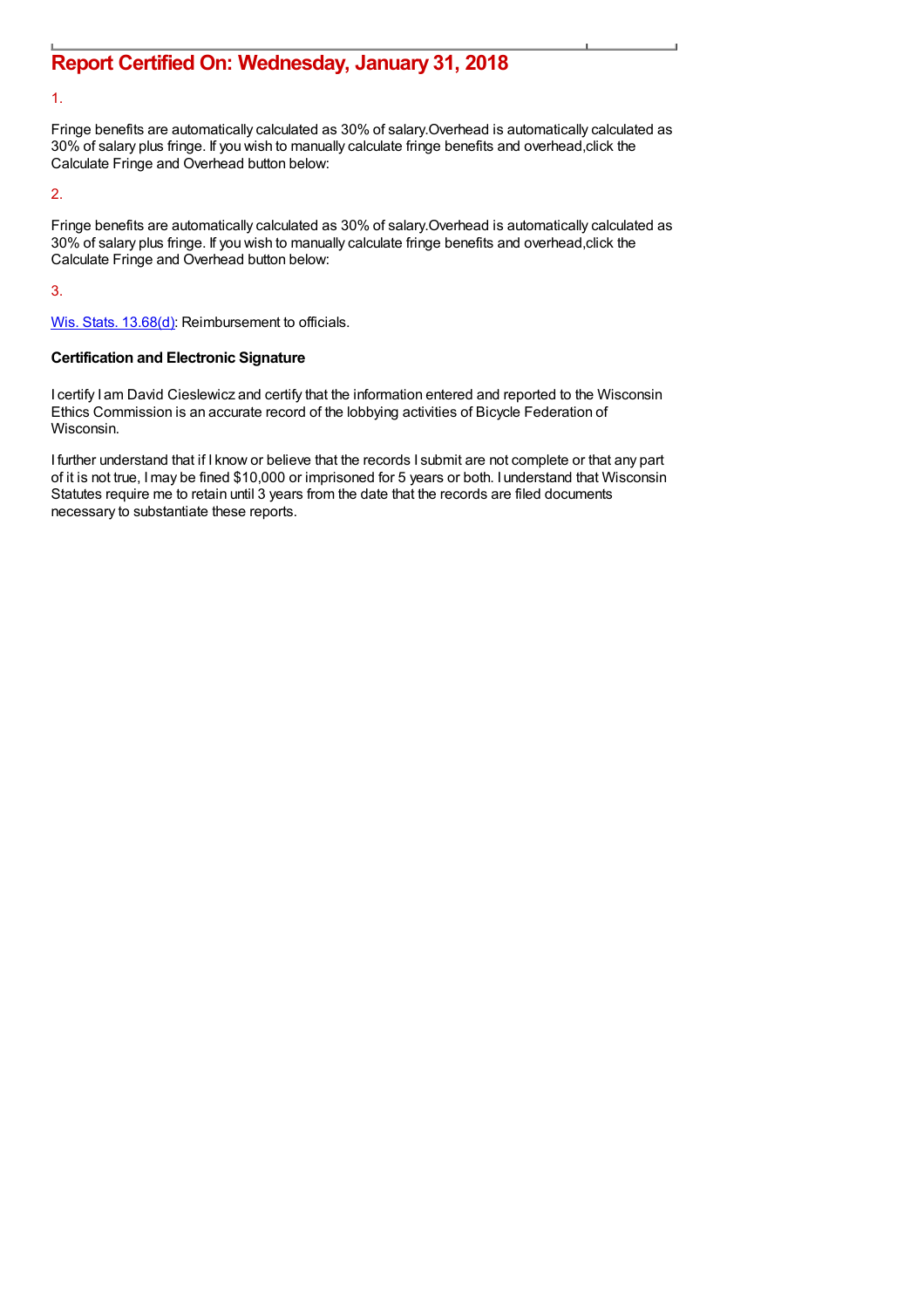## Report Certified On: Wednesday, January 31, 2018

1.

Fringe benefits are automatically calculated as 30% of salary.Overhead is automatically calculated as 30% of salary plus fringe. If you wish to manually calculate fringe benefits and overhead,click the Calculate Fringe and Overhead button below:

2.

Fringe benefits are automatically calculated as 30% of salary.Overhead is automatically calculated as 30% of salary plus fringe. If you wish to manually calculate fringe benefits and overhead,click the Calculate Fringe and Overhead button below:

3.

Wis. Stats. 13.68(d): Reimbursement to officials.

**Certification and Electronic Signature**

I certify I am David Cieslewicz and certify that the information entered and reported to the Wisconsin Ethics Commission is an accurate record of the lobbying activities of Bicycle Federation of Wisconsin.

I further understand that if I know or believe that the records I submit are not complete or that any part of it is not true, I may be fined $10,000 or imprisoned for 5 years or both. I understand that Wisconsin Statutes require me to retain until 3 years from the date that the records are filed documents necessary to substantiate these reports.